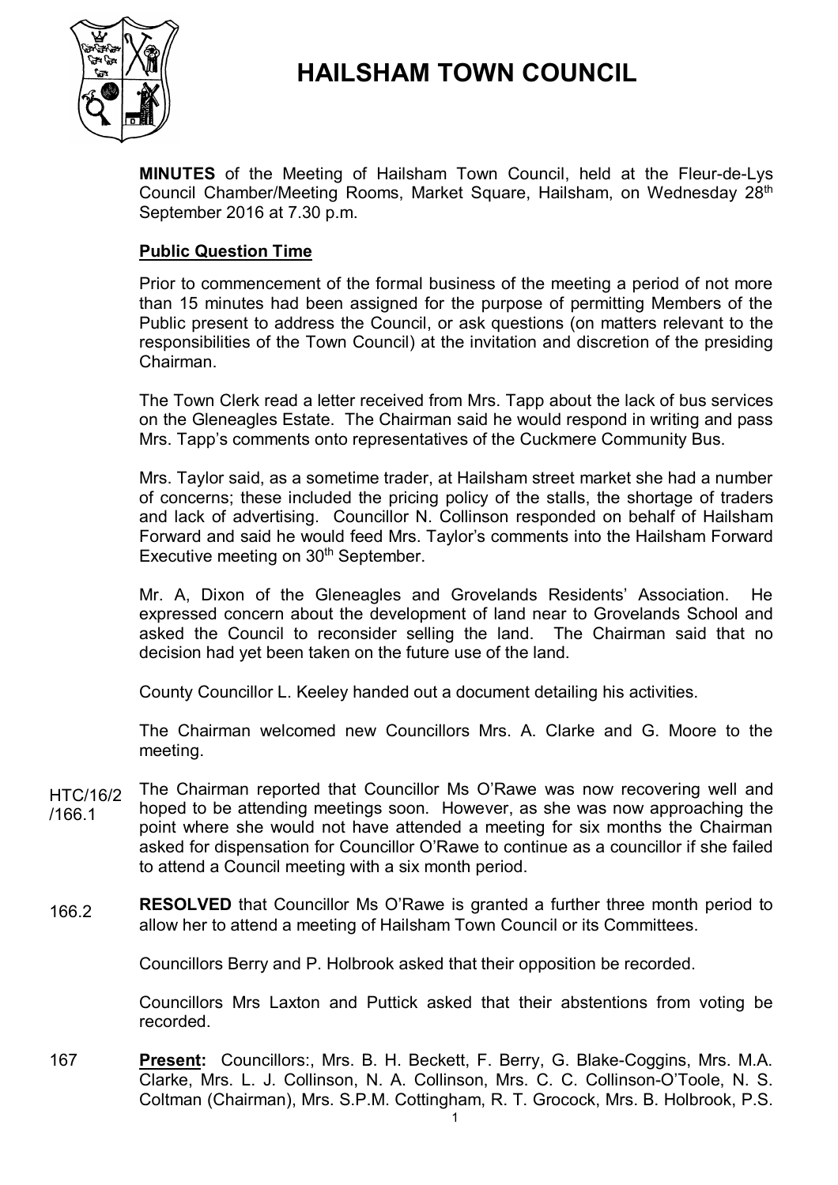# HAILSHAM TOWN COUNCIL

**MINUTES** of the Meeting of Hailsham Town Council, held at the Fleur-de-Lys Council Chamber/Meeting Rooms, Market Square, Hailsham, on Wednesday 28th September 2016 at 7.30 p.m.

## Public Question Time

Prior to commencement of the formal business of the meeting a period of not more than 15 minutes had been assigned for the purpose of permitting Members of the Public present to address the Council, or ask questions (on matters relevant to the responsibilities of the Town Council) at the invitation and discretion of the presiding Chairman.

The Town Clerk read a letter received from Mrs. Tapp about the lack of bus services on the Gleneagles Estate. The Chairman said he would respond in writing and pass Mrs. Tapp's comments onto representatives of the Cuckmere Community Bus.

Mrs. Taylor said, as a sometime trader, at Hailsham street market she had a number of concerns; these included the pricing policy of the stalls, the shortage of traders and lack of advertising. Councillor N. Collinson responded on behalf of Hailsham Forward and said he would feed Mrs. Taylor's comments into the Hailsham Forward Executive meeting on 30th September.

Mr. A, Dixon of the Gleneagles and Grovelands Residents' Association. He expressed concern about the development of land near to Grovelands School and asked the Council to reconsider selling the land. The Chairman said that no decision had yet been taken on the future use of the land.

County Councillor L. Keeley handed out a document detailing his activities.

The Chairman welcomed new Councillors Mrs. A. Clarke and G. Moore to the meeting.

HTC/16/2/166.1 The Chairman reported that Councillor Ms O'Rawe was now recovering well and hoped to be attending meetings soon. However, as she was now approaching the point where she would not have attended a meeting for six months the Chairman asked for dispensation for Councillor O'Rawe to continue as a councillor if she failed to attend a Council meeting with a six month period.

166.2 **RESOLVED** that Councillor Ms O'Rawe is granted a further three month period to allow her to attend a meeting of Hailsham Town Council or its Committees.

Councillors Berry and P. Holbrook asked that their opposition be recorded.

Councillors Mrs Laxton and Puttick asked that their abstentions from voting be recorded.

167 **Present:** Councillors:, Mrs. B. H. Beckett, F. Berry, G. Blake-Coggins, Mrs. M.A. Clarke, Mrs. L. J. Collinson, N. A. Collinson, Mrs. C. C. Collinson-O'Toole, N. S. Coltman (Chairman), Mrs. S.P.M. Cottingham, R. T. Grocock, Mrs. B. Holbrook, P.S.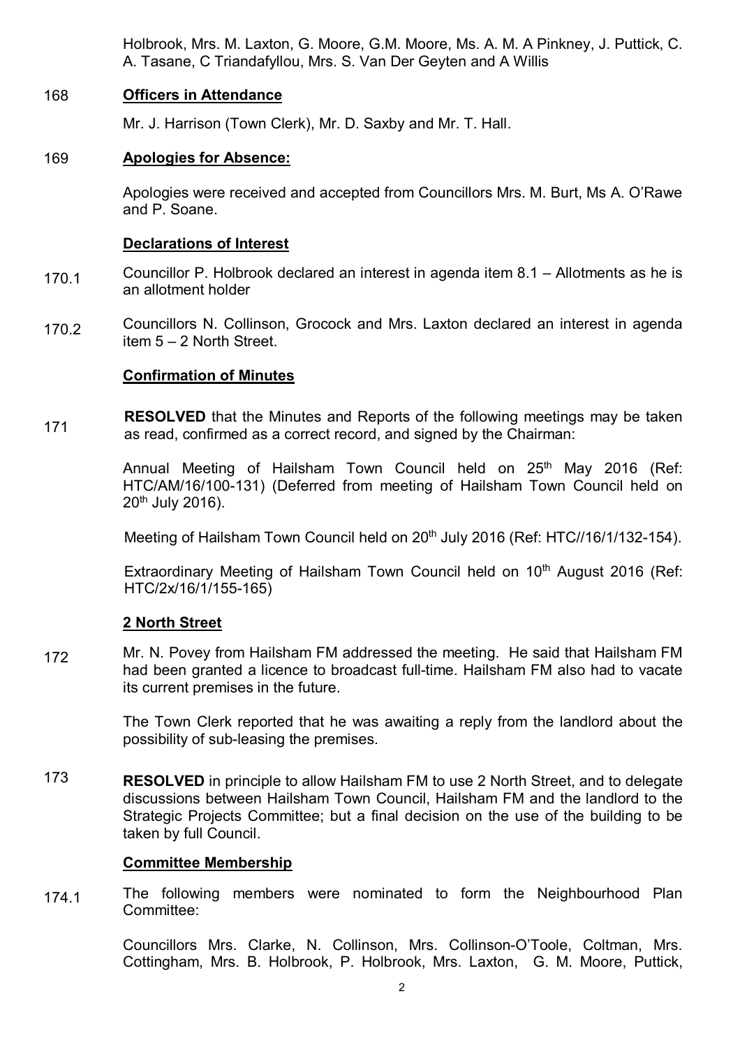Holbrook, Mrs. M. Laxton, G. Moore, G.M. Moore, Ms. A. M. A Pinkney, J. Puttick, C. A. Tasane, C Triandafyllou, Mrs. S. Van Der Geyten and A Willis

168 **Officers in Attendance**

Mr. J. Harrison (Town Clerk), Mr. D. Saxby and Mr. T. Hall.

169 **Apologies for Absence:**

Apologies were received and accepted from Councillors Mrs. M. Burt, Ms A. O'Rawe and P. Soane.

**Declarations of Interest**

170.1 Councillor P. Holbrook declared an interest in agenda item 8.1 – Allotments as he is an allotment holder

170.2 Councillors N. Collinson, Grocock and Mrs. Laxton declared an interest in agenda item 5 – 2 North Street.

**Confirmation of Minutes**

171 **RESOLVED** that the Minutes and Reports of the following meetings may be taken as read, confirmed as a correct record, and signed by the Chairman:

Annual Meeting of Hailsham Town Council held on 25th May 2016 (Ref: HTC/AM/16/100-131) (Deferred from meeting of Hailsham Town Council held on 20th July 2016).

Meeting of Hailsham Town Council held on 20th July 2016 (Ref: HTC//16/1/132-154).

Extraordinary Meeting of Hailsham Town Council held on 10th August 2016 (Ref: HTC/2x/16/1/155-165)

**2 North Street**

172 Mr. N. Povey from Hailsham FM addressed the meeting. He said that Hailsham FM had been granted a licence to broadcast full-time. Hailsham FM also had to vacate its current premises in the future.

The Town Clerk reported that he was awaiting a reply from the landlord about the possibility of sub-leasing the premises.

173 **RESOLVED** in principle to allow Hailsham FM to use 2 North Street, and to delegate discussions between Hailsham Town Council, Hailsham FM and the landlord to the Strategic Projects Committee; but a final decision on the use of the building to be taken by full Council.

**Committee Membership**

174.1 The following members were nominated to form the Neighbourhood Plan Committee:

Councillors Mrs. Clarke, N. Collinson, Mrs. Collinson-O'Toole, Coltman, Mrs. Cottingham, Mrs. B. Holbrook, P. Holbrook, Mrs. Laxton, G. M. Moore, Puttick,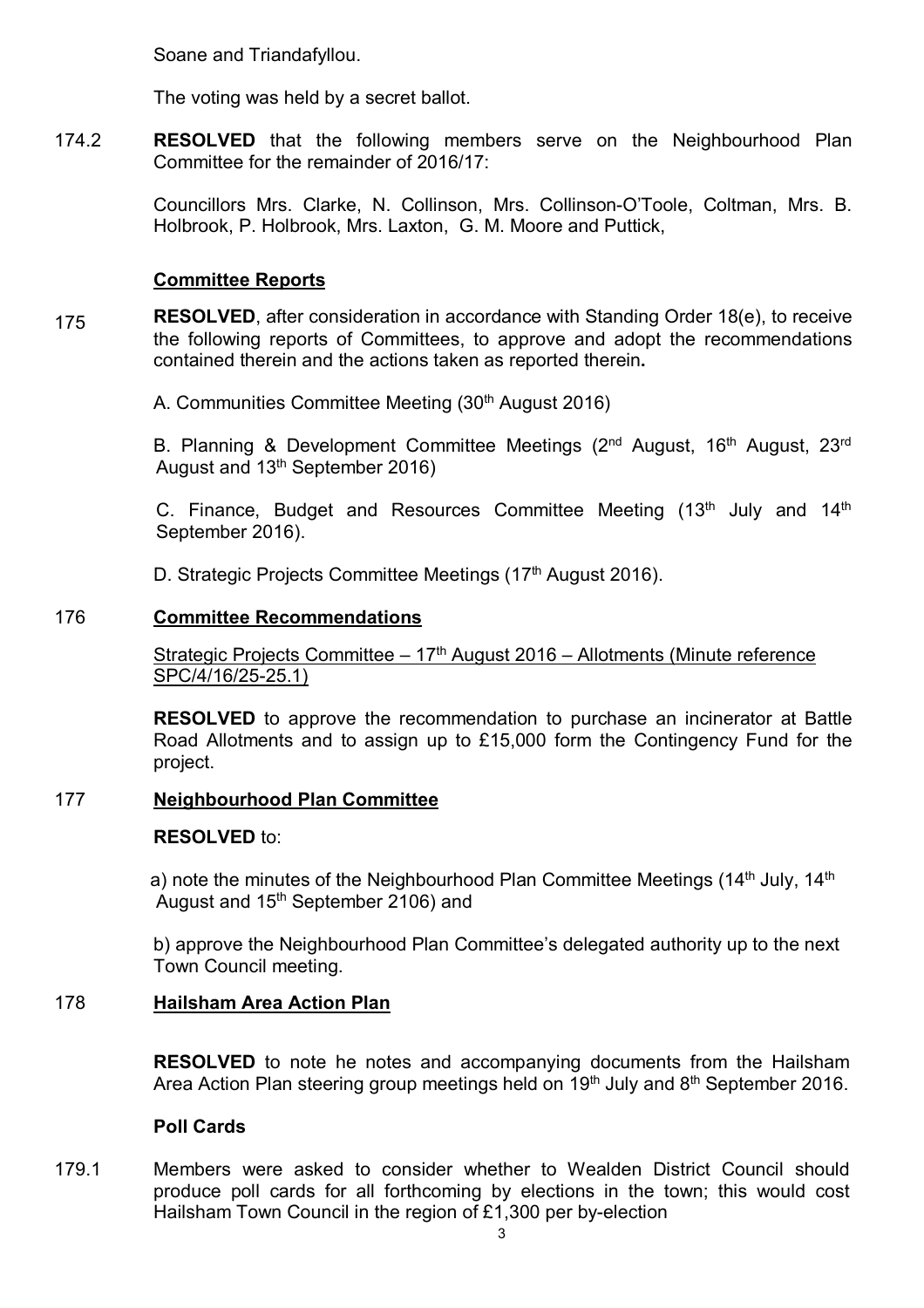Soane and Triandafyllou.

The voting was held by a secret ballot.

174.2 **RESOLVED** that the following members serve on the Neighbourhood Plan Committee for the remainder of 2016/17:

Councillors Mrs. Clarke, N. Collinson, Mrs. Collinson-O'Toole, Coltman, Mrs. B. Holbrook, P. Holbrook, Mrs. Laxton, G. M. Moore and Puttick,

## Committee Reports

175 **RESOLVED**, after consideration in accordance with Standing Order 18(e), to receive the following reports of Committees, to approve and adopt the recommendations contained therein and the actions taken as reported therein**.**

A. Communities Committee Meeting (30th August 2016)

B. Planning & Development Committee Meetings (2nd August, 16th August, 23rd August and 13th September 2016)

C. Finance, Budget and Resources Committee Meeting (13th July and 14th September 2016).

D. Strategic Projects Committee Meetings (17th August 2016).

## 176 Committee Recommendations

Strategic Projects Committee – 17th August 2016 – Allotments (Minute reference SPC/4/16/25-25.1)

**RESOLVED** to approve the recommendation to purchase an incinerator at Battle Road Allotments and to assign up to £15,000 form the Contingency Fund for the project.

## 177 Neighbourhood Plan Committee

**RESOLVED** to:

a) note the minutes of the Neighbourhood Plan Committee Meetings (14th July, 14th August and 15th September 2106) and

b) approve the Neighbourhood Plan Committee's delegated authority up to the next Town Council meeting.

## 178 Hailsham Area Action Plan

**RESOLVED** to note he notes and accompanying documents from the Hailsham Area Action Plan steering group meetings held on 19th July and 8th September 2016.

## Poll Cards

179.1 Members were asked to consider whether to Wealden District Council should produce poll cards for all forthcoming by elections in the town; this would cost Hailsham Town Council in the region of £1,300 per by-election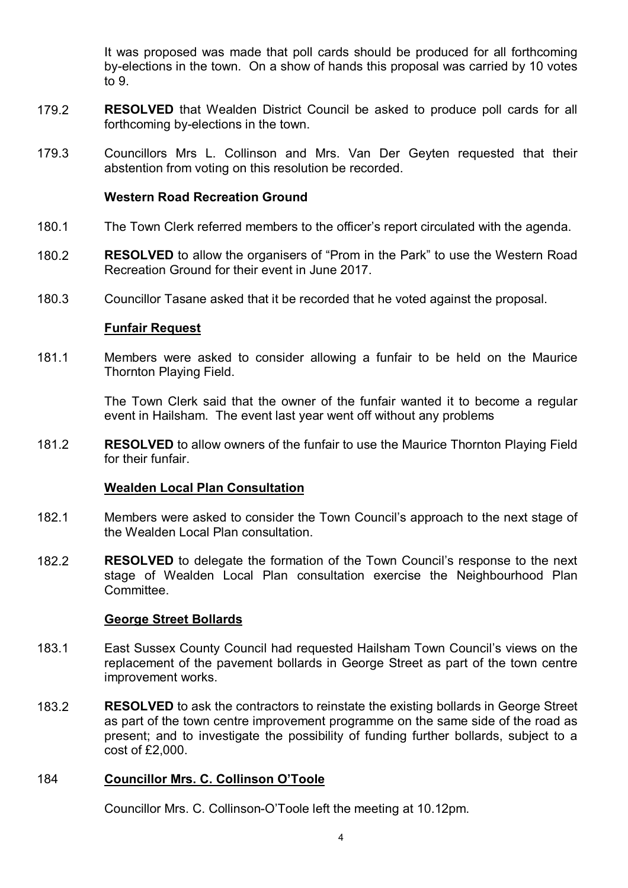It was proposed was made that poll cards should be produced for all forthcoming by-elections in the town. On a show of hands this proposal was carried by 10 votes to 9.

179.2 **RESOLVED** that Wealden District Council be asked to produce poll cards for all forthcoming by-elections in the town.

179.3 Councillors Mrs L. Collinson and Mrs. Van Der Geyten requested that their abstention from voting on this resolution be recorded.

**Western Road Recreation Ground**

180.1 The Town Clerk referred members to the officer's report circulated with the agenda.

180.2 **RESOLVED** to allow the organisers of "Prom in the Park" to use the Western Road Recreation Ground for their event in June 2017.

180.3 Councillor Tasane asked that it be recorded that he voted against the proposal.

**Funfair Request**

181.1 Members were asked to consider allowing a funfair to be held on the Maurice Thornton Playing Field.

The Town Clerk said that the owner of the funfair wanted it to become a regular event in Hailsham. The event last year went off without any problems

181.2 **RESOLVED** to allow owners of the funfair to use the Maurice Thornton Playing Field for their funfair.

**Wealden Local Plan Consultation**

182.1 Members were asked to consider the Town Council's approach to the next stage of the Wealden Local Plan consultation.

182.2 **RESOLVED** to delegate the formation of the Town Council's response to the next stage of Wealden Local Plan consultation exercise the Neighbourhood Plan Committee.

**George Street Bollards**

183.1 East Sussex County Council had requested Hailsham Town Council's views on the replacement of the pavement bollards in George Street as part of the town centre improvement works.

183.2 **RESOLVED** to ask the contractors to reinstate the existing bollards in George Street as part of the town centre improvement programme on the same side of the road as present; and to investigate the possibility of funding further bollards, subject to a cost of £2,000.

**184 Councillor Mrs. C. Collinson O'Toole**

Councillor Mrs. C. Collinson-O'Toole left the meeting at 10.12pm.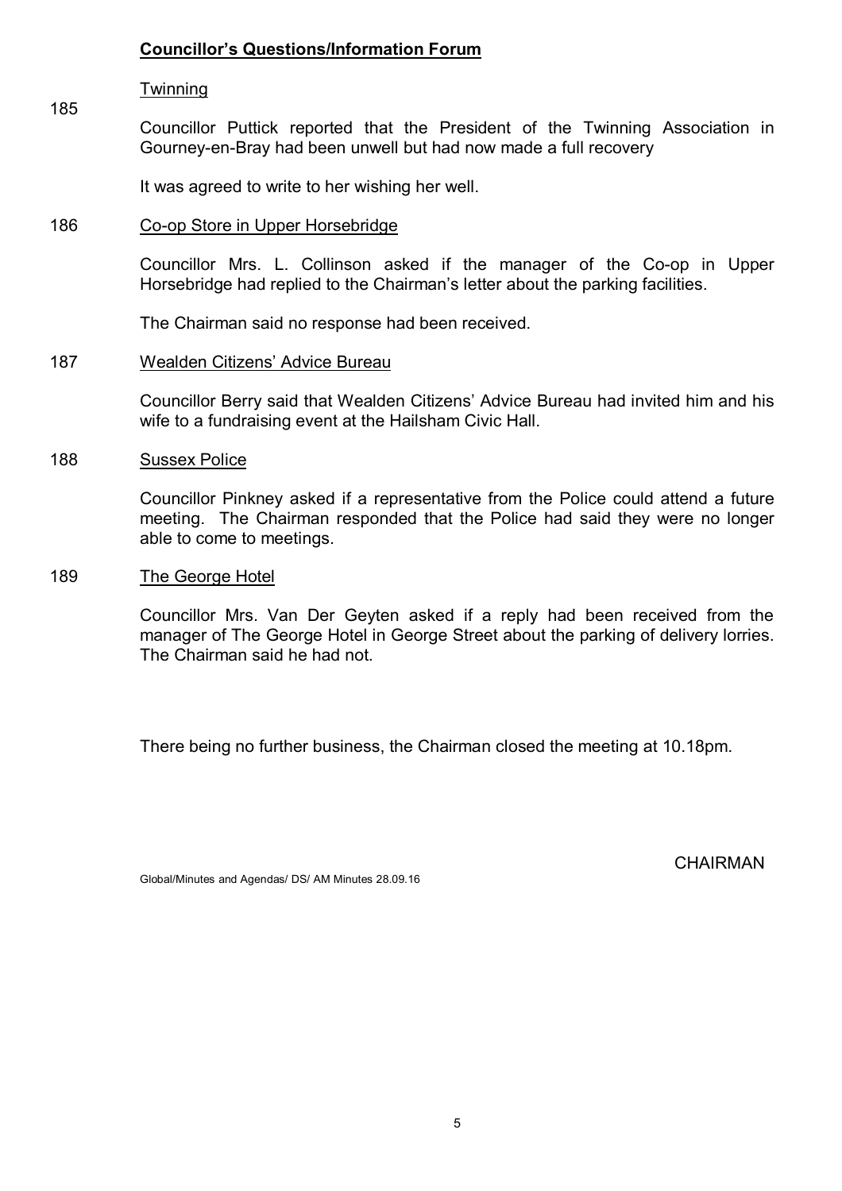**Councillor's Questions/Information Forum**

185 Twinning

Councillor Puttick reported that the President of the Twinning Association in Gourney-en-Bray had been unwell but had now made a full recovery

It was agreed to write to her wishing her well.

186 Co-op Store in Upper Horsebridge

Councillor Mrs. L. Collinson asked if the manager of the Co-op in Upper Horsebridge had replied to the Chairman's letter about the parking facilities.

The Chairman said no response had been received.

187 Wealden Citizens' Advice Bureau

Councillor Berry said that Wealden Citizens' Advice Bureau had invited him and his wife to a fundraising event at the Hailsham Civic Hall.

188 Sussex Police

Councillor Pinkney asked if a representative from the Police could attend a future meeting. The Chairman responded that the Police had said they were no longer able to come to meetings.

189 The George Hotel

Councillor Mrs. Van Der Geyten asked if a reply had been received from the manager of The George Hotel in George Street about the parking of delivery lorries. The Chairman said he had not.

There being no further business, the Chairman closed the meeting at 10.18pm.

CHAIRMAN

Global/Minutes and Agendas/ DS/ AM Minutes 28.09.16